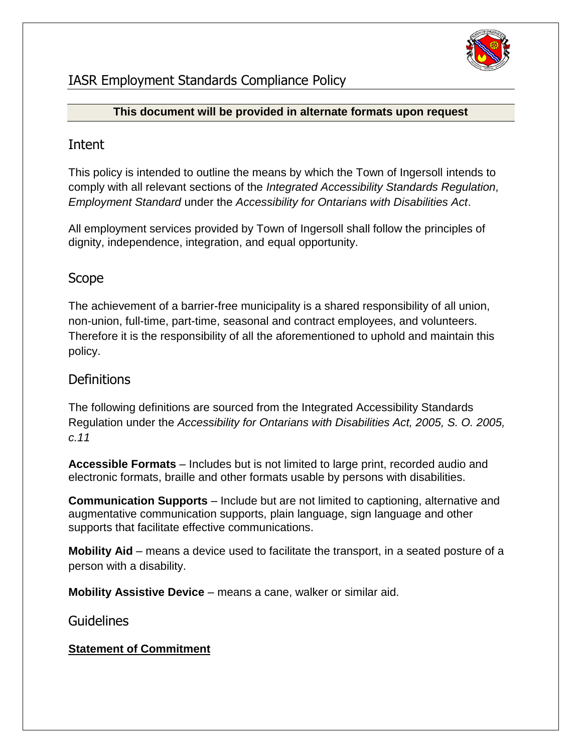# IASR Employment Standards Compliance Policy

**This document will be provided in alternate formats upon request**

## Intent

This policy is intended to outline the means by which the Town of Ingersoll intends to comply with all relevant sections of the *Integrated Accessibility Standards Regulation, Employment Standard* under the *Accessibility for Ontarians with Disabilities Act*.

All employment services provided by Town of Ingersoll shall follow the principles of dignity, independence, integration, and equal opportunity.

## Scope

The achievement of a barrier-free municipality is a shared responsibility of all union, non-union, full-time, part-time, seasonal and contract employees, and volunteers. Therefore it is the responsibility of all the aforementioned to uphold and maintain this policy.

## Definitions

The following definitions are sourced from the Integrated Accessibility Standards Regulation under the *Accessibility for Ontarians with Disabilities Act, 2005, S. O. 2005, c.11*

**Accessible Formats** – Includes but is not limited to large print, recorded audio and electronic formats, braille and other formats usable by persons with disabilities.

**Communication Supports** – Include but are not limited to captioning, alternative and augmentative communication supports, plain language, sign language and other supports that facilitate effective communications.

**Mobility Aid** – means a device used to facilitate the transport, in a seated posture of a person with a disability.

**Mobility Assistive Device** – means a cane, walker or similar aid.

## Guidelines

**Statement of Commitment**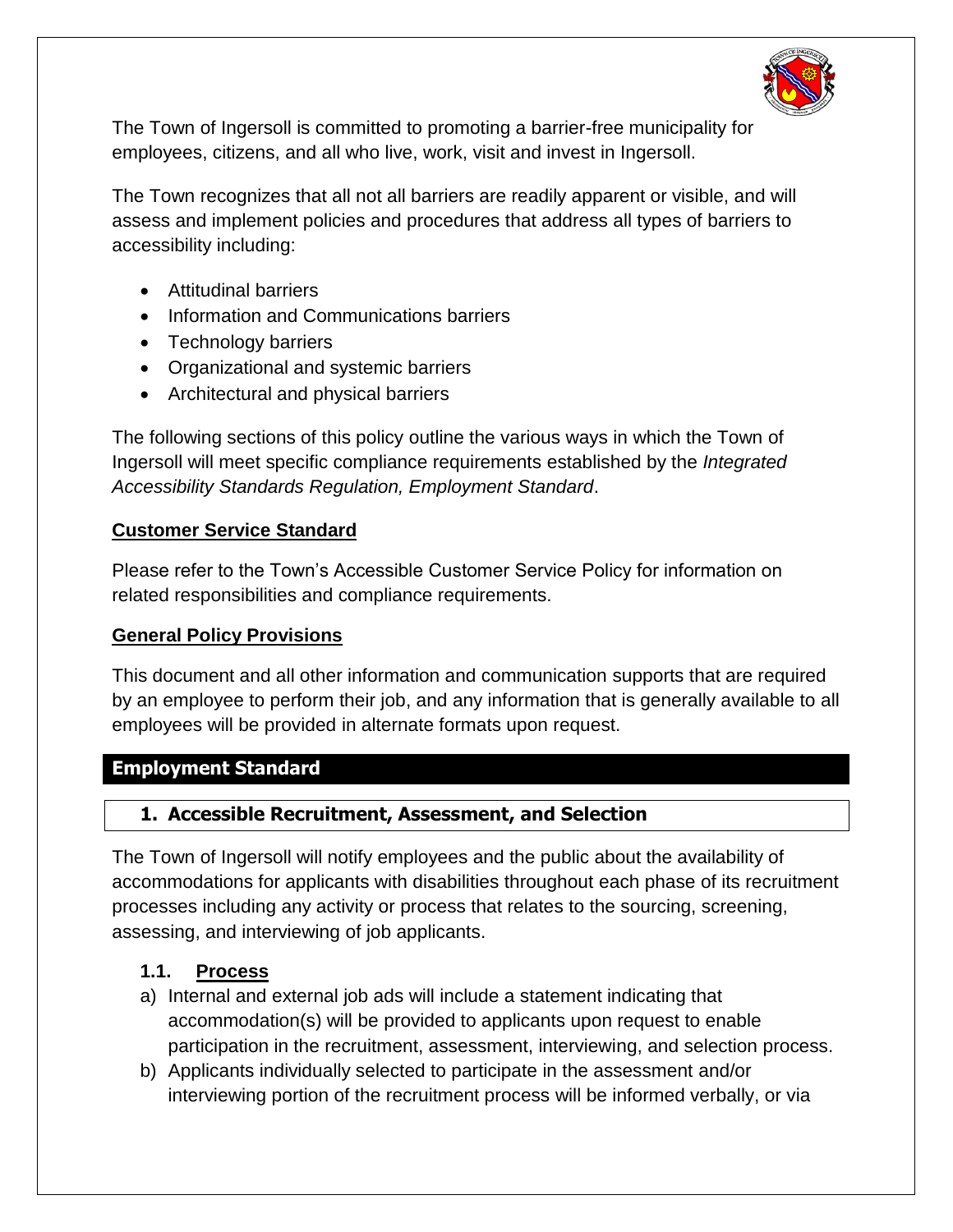The Town of Ingersoll is committed to promoting a barrier-free municipality for employees, citizens, and all who live, work, visit and invest in Ingersoll.

The Town recognizes that all not all barriers are readily apparent or visible, and will assess and implement policies and procedures that address all types of barriers to accessibility including:

- Attitudinal barriers
- Information and Communications barriers
- Technology barriers
- Organizational and systemic barriers
- Architectural and physical barriers

The following sections of this policy outline the various ways in which the Town of Ingersoll will meet specific compliance requirements established by the *Integrated Accessibility Standards Regulation, Employment Standard*.

**Customer Service Standard**

Please refer to the Town's Accessible Customer Service Policy for information on related responsibilities and compliance requirements.

**General Policy Provisions**

This document and all other information and communication supports that are required by an employee to perform their job, and any information that is generally available to all employees will be provided in alternate formats upon request.

## Employment Standard

### 1. Accessible Recruitment, Assessment, and Selection

The Town of Ingersoll will notify employees and the public about the availability of accommodations for applicants with disabilities throughout each phase of its recruitment processes including any activity or process that relates to the sourcing, screening, assessing, and interviewing of job applicants.

#### 1.1. Process

a) Internal and external job ads will include a statement indicating that accommodation(s) will be provided to applicants upon request to enable participation in the recruitment, assessment, interviewing, and selection process.

b) Applicants individually selected to participate in the assessment and/or interviewing portion of the recruitment process will be informed verbally, or via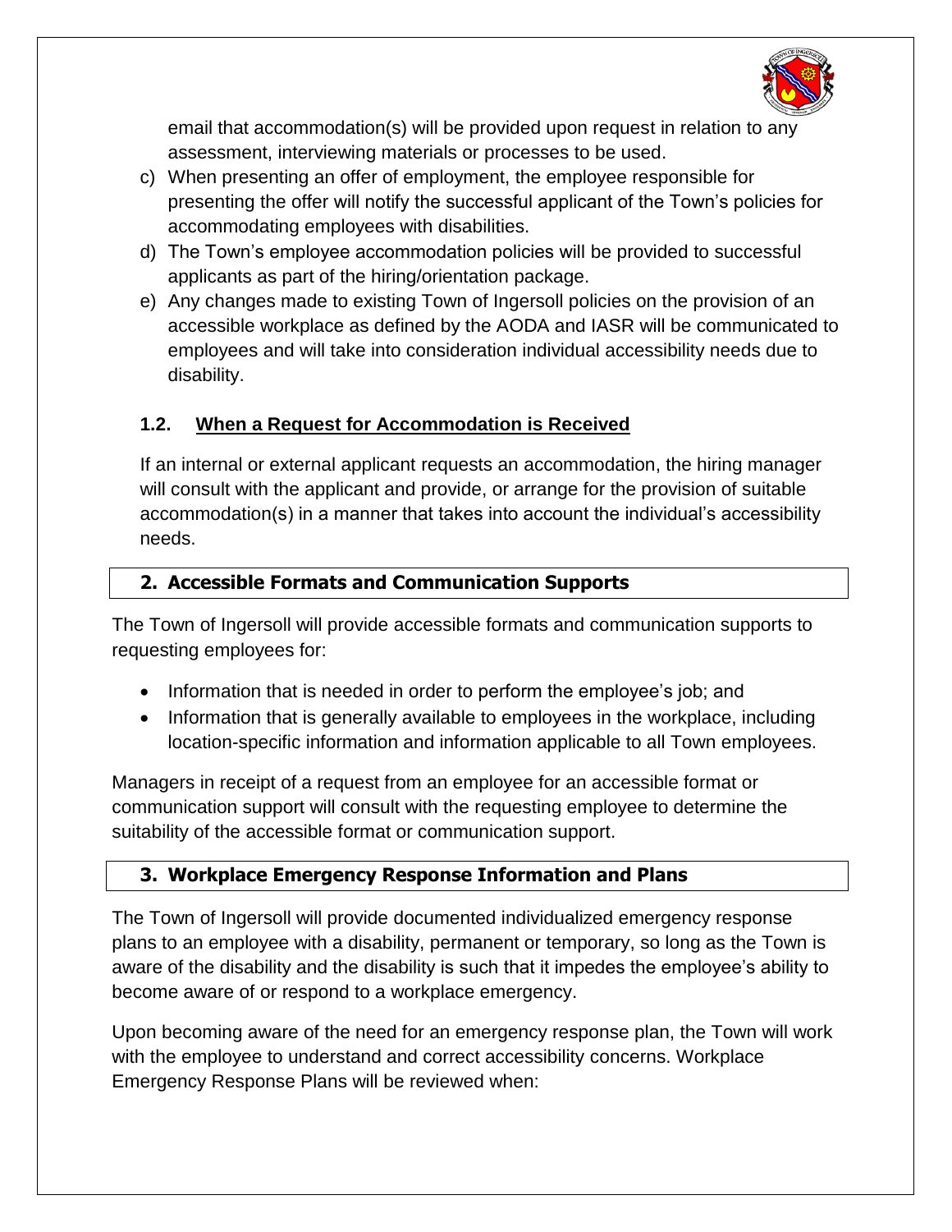email that accommodation(s) will be provided upon request in relation to any assessment, interviewing materials or processes to be used.

c) When presenting an offer of employment, the employee responsible for presenting the offer will notify the successful applicant of the Town's policies for accommodating employees with disabilities.

d) The Town's employee accommodation policies will be provided to successful applicants as part of the hiring/orientation package.

e) Any changes made to existing Town of Ingersoll policies on the provision of an accessible workplace as defined by the AODA and IASR will be communicated to employees and will take into consideration individual accessibility needs due to disability.

### 1.2. When a Request for Accommodation is Received

If an internal or external applicant requests an accommodation, the hiring manager will consult with the applicant and provide, or arrange for the provision of suitable accommodation(s) in a manner that takes into account the individual's accessibility needs.

## 2. Accessible Formats and Communication Supports

The Town of Ingersoll will provide accessible formats and communication supports to requesting employees for:

- Information that is needed in order to perform the employee's job; and
- Information that is generally available to employees in the workplace, including location-specific information and information applicable to all Town employees.

Managers in receipt of a request from an employee for an accessible format or communication support will consult with the requesting employee to determine the suitability of the accessible format or communication support.

## 3. Workplace Emergency Response Information and Plans

The Town of Ingersoll will provide documented individualized emergency response plans to an employee with a disability, permanent or temporary, so long as the Town is aware of the disability and the disability is such that it impedes the employee's ability to become aware of or respond to a workplace emergency.

Upon becoming aware of the need for an emergency response plan, the Town will work with the employee to understand and correct accessibility concerns. Workplace Emergency Response Plans will be reviewed when: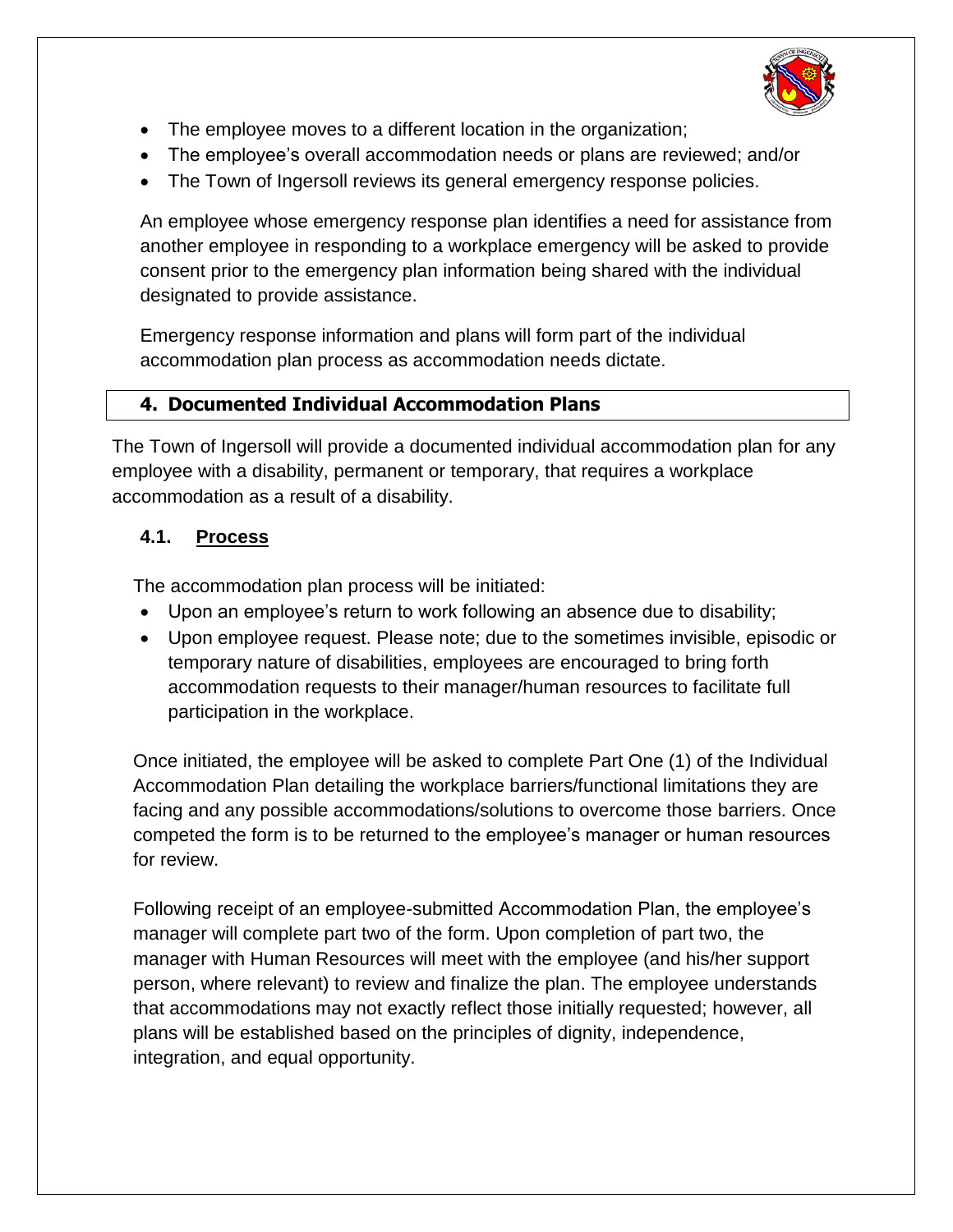- The employee moves to a different location in the organization;
- The employee's overall accommodation needs or plans are reviewed; and/or
- The Town of Ingersoll reviews its general emergency response policies.

An employee whose emergency response plan identifies a need for assistance from another employee in responding to a workplace emergency will be asked to provide consent prior to the emergency plan information being shared with the individual designated to provide assistance.

Emergency response information and plans will form part of the individual accommodation plan process as accommodation needs dictate.

## 4. Documented Individual Accommodation Plans

The Town of Ingersoll will provide a documented individual accommodation plan for any employee with a disability, permanent or temporary, that requires a workplace accommodation as a result of a disability.

### 4.1. Process

The accommodation plan process will be initiated:

- Upon an employee's return to work following an absence due to disability;
- Upon employee request. Please note; due to the sometimes invisible, episodic or temporary nature of disabilities, employees are encouraged to bring forth accommodation requests to their manager/human resources to facilitate full participation in the workplace.

Once initiated, the employee will be asked to complete Part One (1) of the Individual Accommodation Plan detailing the workplace barriers/functional limitations they are facing and any possible accommodations/solutions to overcome those barriers. Once competed the form is to be returned to the employee's manager or human resources for review.

Following receipt of an employee-submitted Accommodation Plan, the employee's manager will complete part two of the form. Upon completion of part two, the manager with Human Resources will meet with the employee (and his/her support person, where relevant) to review and finalize the plan. The employee understands that accommodations may not exactly reflect those initially requested; however, all plans will be established based on the principles of dignity, independence, integration, and equal opportunity.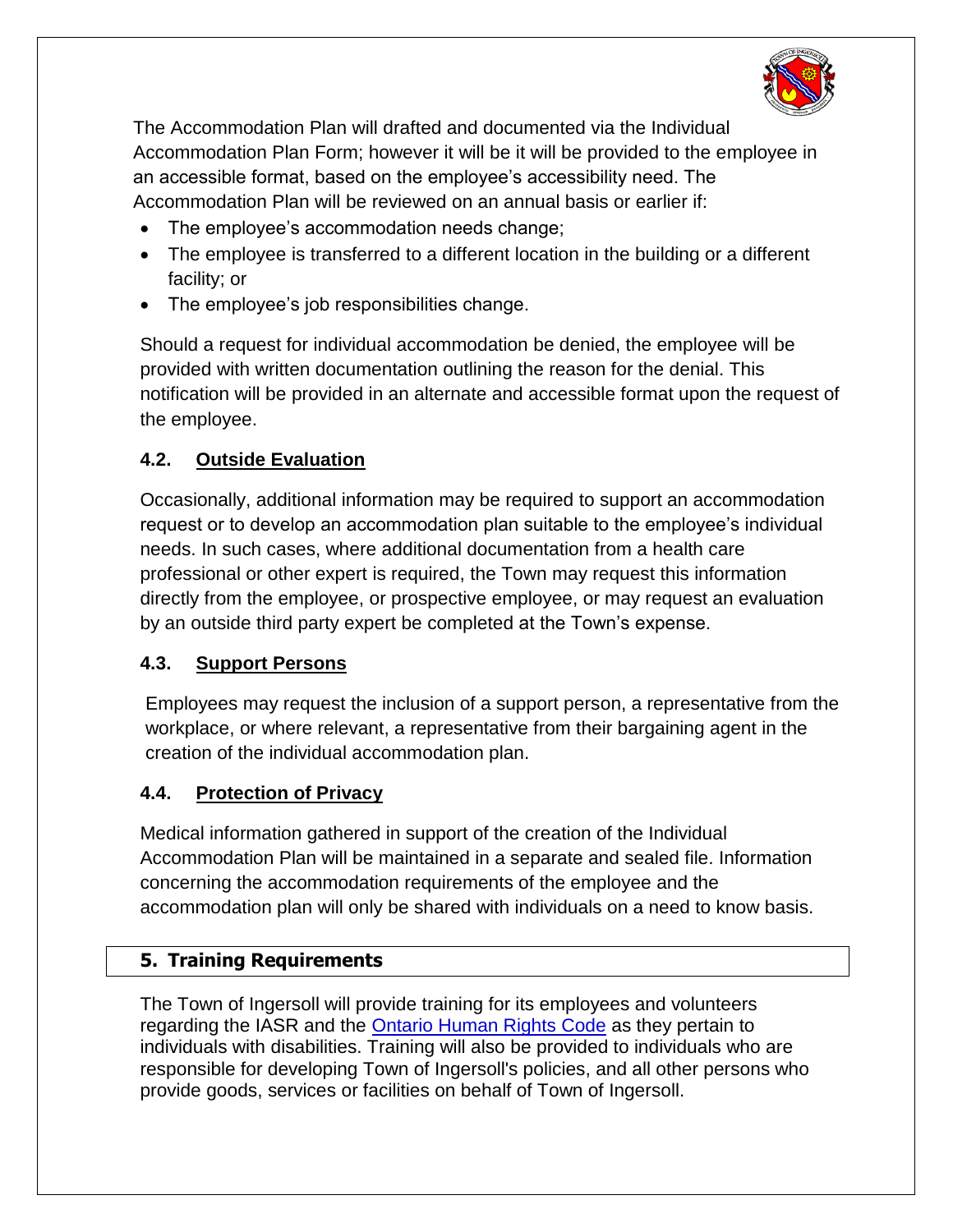The Accommodation Plan will drafted and documented via the Individual Accommodation Plan Form; however it will be it will be provided to the employee in an accessible format, based on the employee's accessibility need. The Accommodation Plan will be reviewed on an annual basis or earlier if:

- The employee's accommodation needs change;
- The employee is transferred to a different location in the building or a different facility; or
- The employee's job responsibilities change.

Should a request for individual accommodation be denied, the employee will be provided with written documentation outlining the reason for the denial. This notification will be provided in an alternate and accessible format upon the request of the employee.

### 4.2. Outside Evaluation

Occasionally, additional information may be required to support an accommodation request or to develop an accommodation plan suitable to the employee's individual needs. In such cases, where additional documentation from a health care professional or other expert is required, the Town may request this information directly from the employee, or prospective employee, or may request an evaluation by an outside third party expert be completed at the Town's expense.

### 4.3. Support Persons

Employees may request the inclusion of a support person, a representative from the workplace, or where relevant, a representative from their bargaining agent in the creation of the individual accommodation plan.

### 4.4. Protection of Privacy

Medical information gathered in support of the creation of the Individual Accommodation Plan will be maintained in a separate and sealed file. Information concerning the accommodation requirements of the employee and the accommodation plan will only be shared with individuals on a need to know basis.

## 5. Training Requirements

The Town of Ingersoll will provide training for its employees and volunteers regarding the IASR and the Ontario Human Rights Code as they pertain to individuals with disabilities. Training will also be provided to individuals who are responsible for developing Town of Ingersoll's policies, and all other persons who provide goods, services or facilities on behalf of Town of Ingersoll.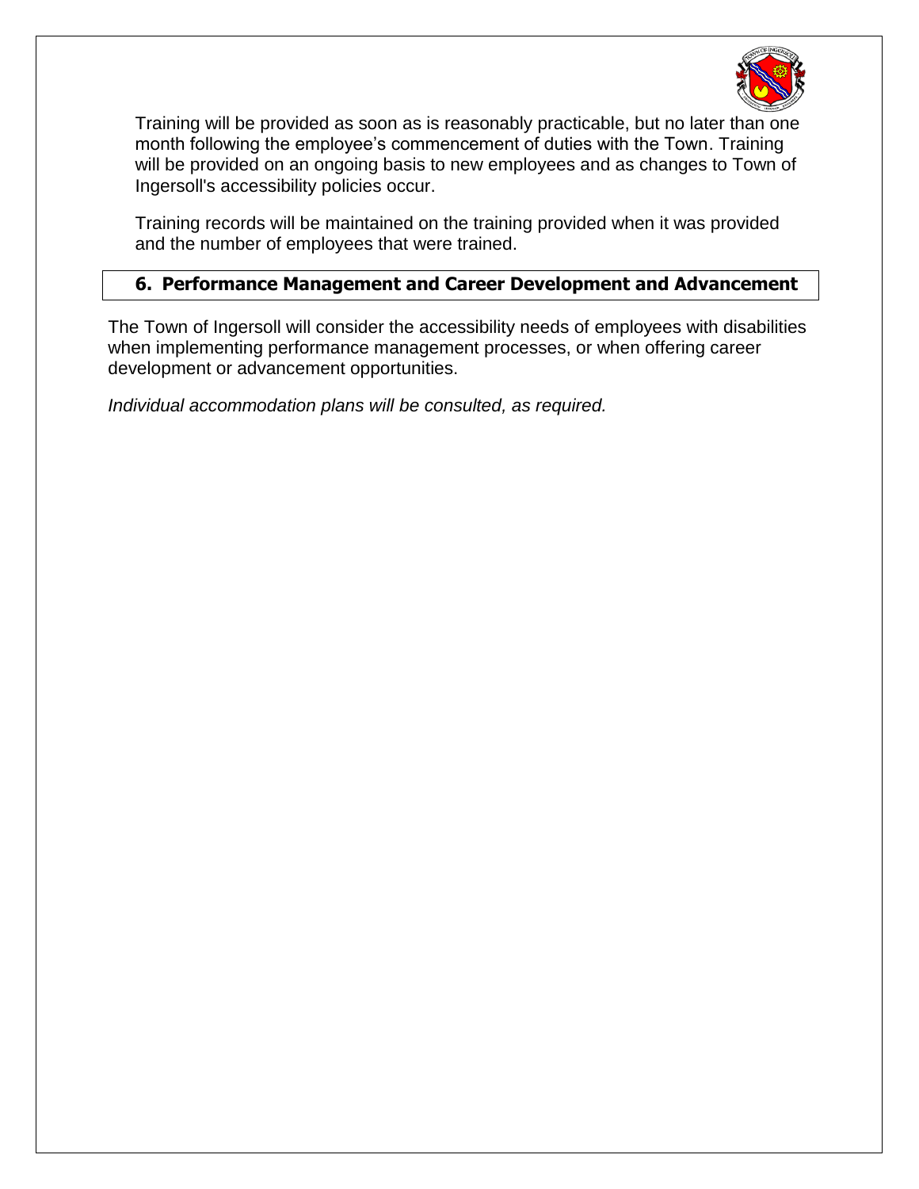Training will be provided as soon as is reasonably practicable, but no later than one month following the employee's commencement of duties with the Town. Training will be provided on an ongoing basis to new employees and as changes to Town of Ingersoll's accessibility policies occur.

Training records will be maintained on the training provided when it was provided and the number of employees that were trained.

## 6. Performance Management and Career Development and Advancement

The Town of Ingersoll will consider the accessibility needs of employees with disabilities when implementing performance management processes, or when offering career development or advancement opportunities.

*Individual accommodation plans will be consulted, as required.*